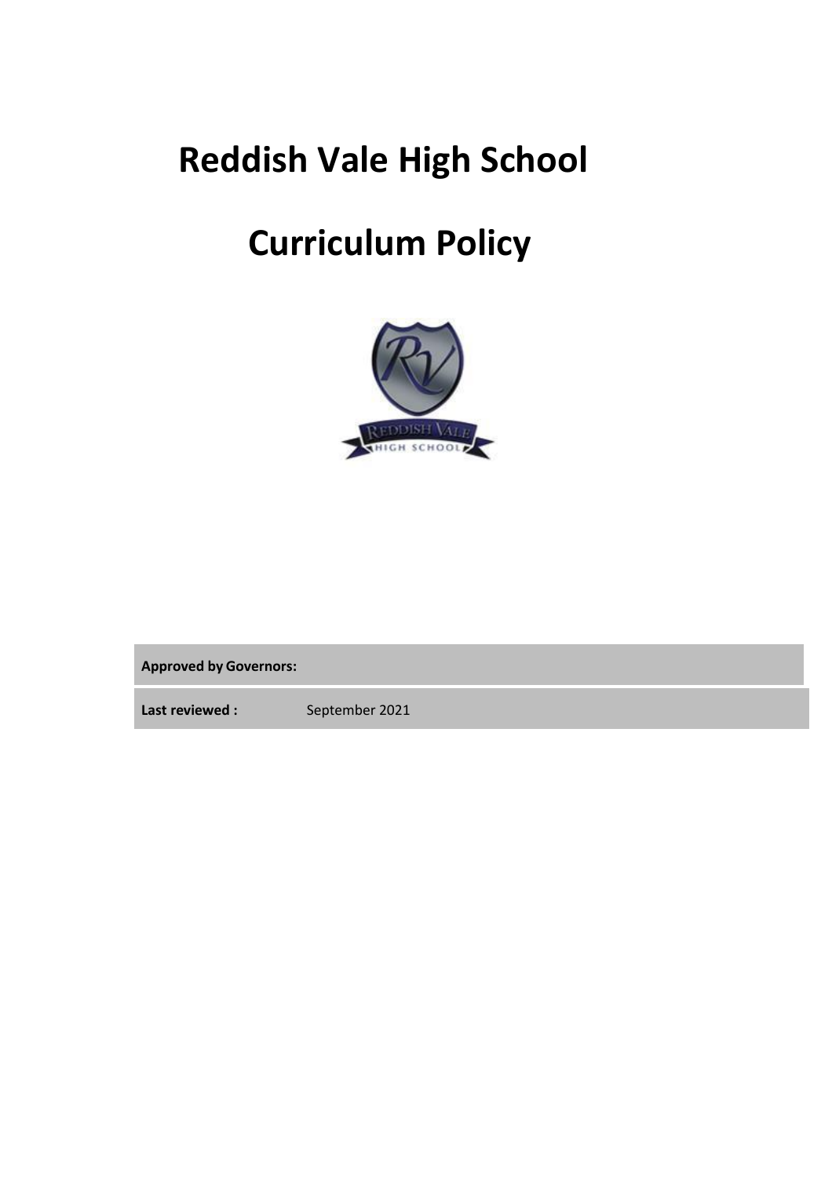# Reddish Vale High School

# Curriculum Policy

| **Approved by Governors:** | |
| --- | --- |
| **Last reviewed :** | September 2021 |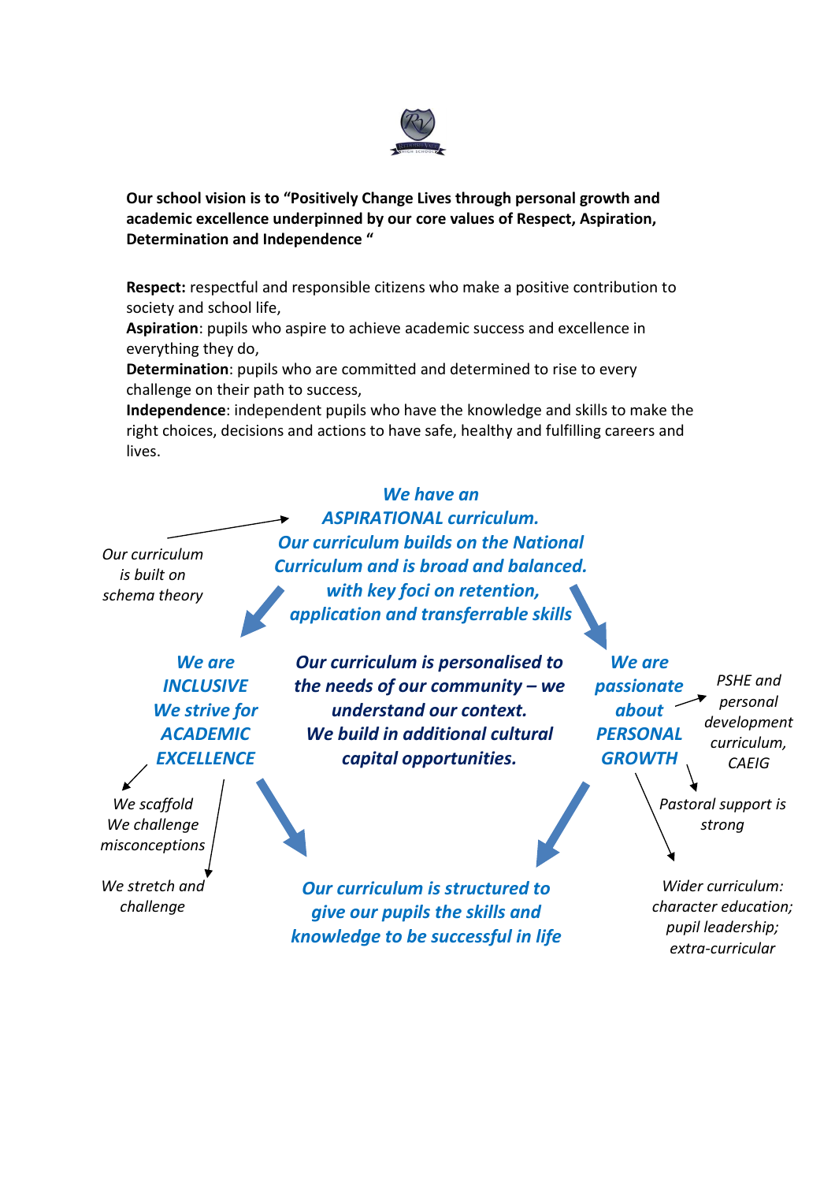**Our school vision is to "Positively Change Lives through personal growth and academic excellence underpinned by our core values of Respect, Aspiration, Determination and Independence "**

**Respect:** respectful and responsible citizens who make a positive contribution to society and school life,
**Aspiration**: pupils who aspire to achieve academic success and excellence in everything they do,
**Determination**: pupils who are committed and determined to rise to every challenge on their path to success,
**Independence**: independent pupils who have the knowledge and skills to make the right choices, decisions and actions to have safe, healthy and fulfilling careers and lives.

***We have an ASPIRATIONAL curriculum. Our curriculum builds on the National Curriculum and is broad and balanced. with key foci on retention, application and transferrable skills***

*Our curriculum is built on schema theory*

***We are INCLUSIVE We strive for ACADEMIC EXCELLENCE***

*We scaffold We challenge misconceptions*

*We stretch and challenge*

***Our curriculum is personalised to the needs of our community – we understand our context. We build in additional cultural capital opportunities.***

***We are passionate about PERSONAL GROWTH***

*PSHE and personal development curriculum, CAEIG*

*Pastoral support is strong*

*Wider curriculum: character education; pupil leadership; extra-curricular*

***Our curriculum is structured to give our pupils the skills and knowledge to be successful in life***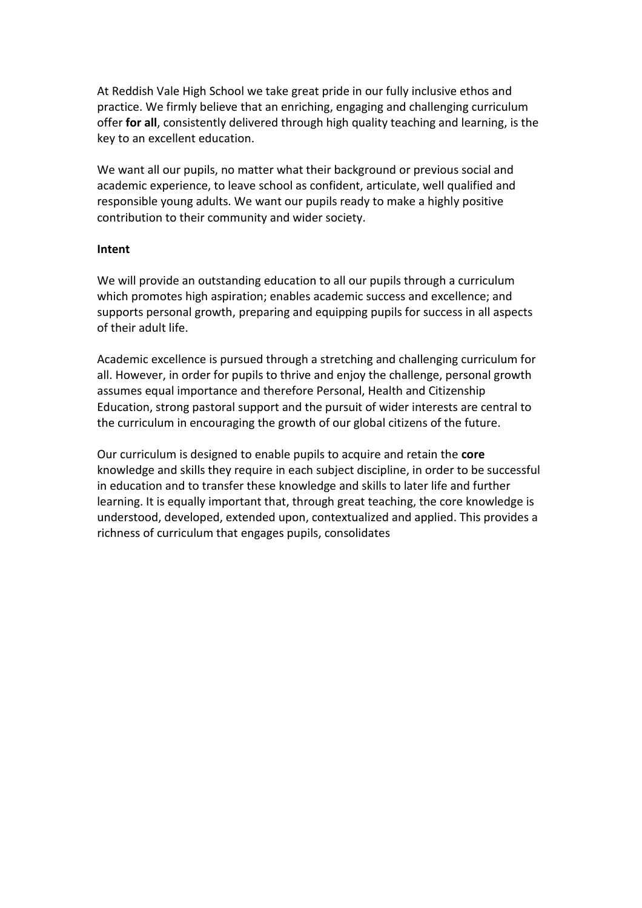At Reddish Vale High School we take great pride in our fully inclusive ethos and practice. We firmly believe that an enriching, engaging and challenging curriculum offer **for all**, consistently delivered through high quality teaching and learning, is the key to an excellent education.

We want all our pupils, no matter what their background or previous social and academic experience, to leave school as confident, articulate, well qualified and responsible young adults. We want our pupils ready to make a highly positive contribution to their community and wider society.

**Intent**

We will provide an outstanding education to all our pupils through a curriculum which promotes high aspiration; enables academic success and excellence; and supports personal growth, preparing and equipping pupils for success in all aspects of their adult life.

Academic excellence is pursued through a stretching and challenging curriculum for all. However, in order for pupils to thrive and enjoy the challenge, personal growth assumes equal importance and therefore Personal, Health and Citizenship Education, strong pastoral support and the pursuit of wider interests are central to the curriculum in encouraging the growth of our global citizens of the future.

Our curriculum is designed to enable pupils to acquire and retain the **core** knowledge and skills they require in each subject discipline, in order to be successful in education and to transfer these knowledge and skills to later life and further learning. It is equally important that, through great teaching, the core knowledge is understood, developed, extended upon, contextualized and applied. This provides a richness of curriculum that engages pupils, consolidates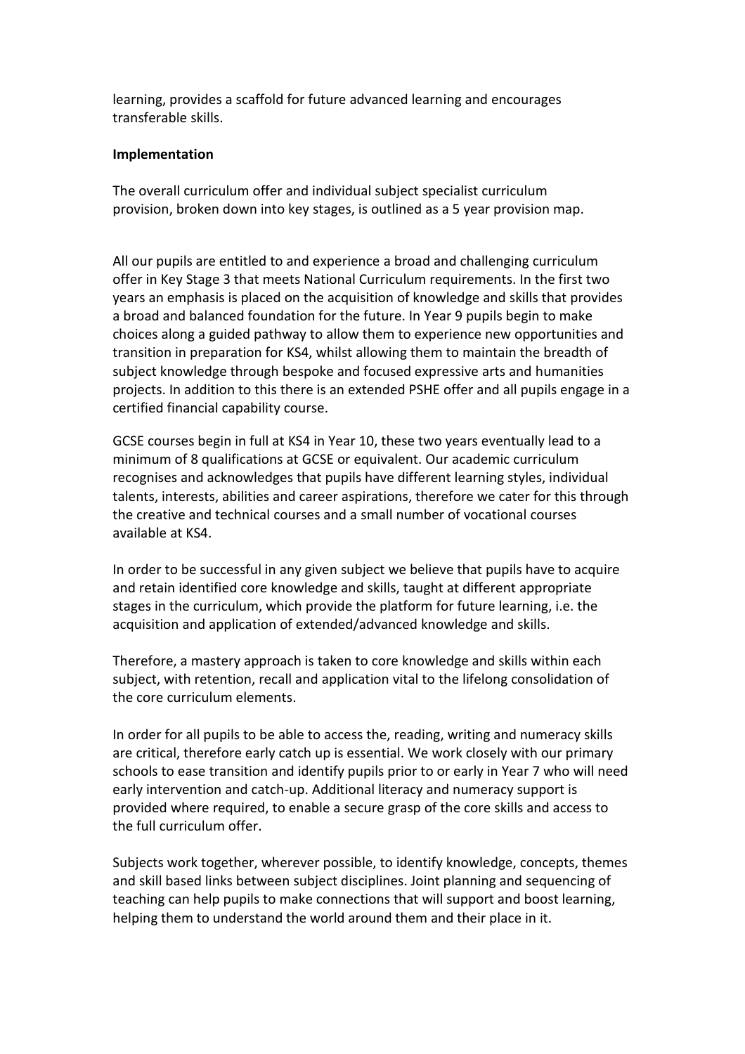learning, provides a scaffold for future advanced learning and encourages transferable skills.

**Implementation**

The overall curriculum offer and individual subject specialist curriculum provision, broken down into key stages, is outlined as a 5 year provision map.

All our pupils are entitled to and experience a broad and challenging curriculum offer in Key Stage 3 that meets National Curriculum requirements. In the first two years an emphasis is placed on the acquisition of knowledge and skills that provides a broad and balanced foundation for the future. In Year 9 pupils begin to make choices along a guided pathway to allow them to experience new opportunities and transition in preparation for KS4, whilst allowing them to maintain the breadth of subject knowledge through bespoke and focused expressive arts and humanities projects. In addition to this there is an extended PSHE offer and all pupils engage in a certified financial capability course.

GCSE courses begin in full at KS4 in Year 10, these two years eventually lead to a minimum of 8 qualifications at GCSE or equivalent. Our academic curriculum recognises and acknowledges that pupils have different learning styles, individual talents, interests, abilities and career aspirations, therefore we cater for this through the creative and technical courses and a small number of vocational courses available at KS4.

In order to be successful in any given subject we believe that pupils have to acquire and retain identified core knowledge and skills, taught at different appropriate stages in the curriculum, which provide the platform for future learning, i.e. the acquisition and application of extended/advanced knowledge and skills.

Therefore, a mastery approach is taken to core knowledge and skills within each subject, with retention, recall and application vital to the lifelong consolidation of the core curriculum elements.

In order for all pupils to be able to access the, reading, writing and numeracy skills are critical, therefore early catch up is essential. We work closely with our primary schools to ease transition and identify pupils prior to or early in Year 7 who will need early intervention and catch-up. Additional literacy and numeracy support is provided where required, to enable a secure grasp of the core skills and access to the full curriculum offer.

Subjects work together, wherever possible, to identify knowledge, concepts, themes and skill based links between subject disciplines. Joint planning and sequencing of teaching can help pupils to make connections that will support and boost learning, helping them to understand the world around them and their place in it.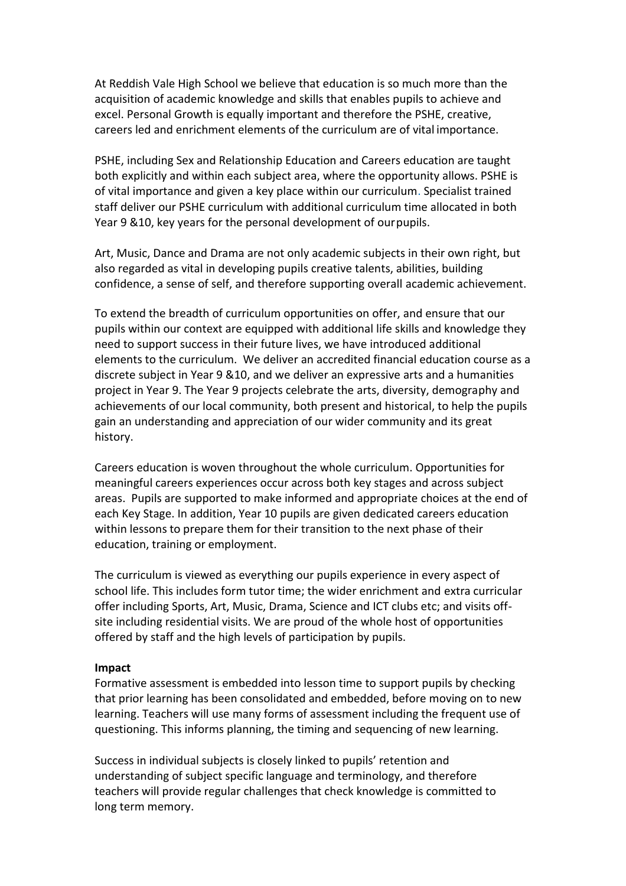At Reddish Vale High School we believe that education is so much more than the acquisition of academic knowledge and skills that enables pupils to achieve and excel. Personal Growth is equally important and therefore the PSHE, creative, careers led and enrichment elements of the curriculum are of vital importance.

PSHE, including Sex and Relationship Education and Careers education are taught both explicitly and within each subject area, where the opportunity allows. PSHE is of vital importance and given a key place within our curriculum. Specialist trained staff deliver our PSHE curriculum with additional curriculum time allocated in both Year 9 &10, key years for the personal development of ourpupils.

Art, Music, Dance and Drama are not only academic subjects in their own right, but also regarded as vital in developing pupils creative talents, abilities, building confidence, a sense of self, and therefore supporting overall academic achievement.

To extend the breadth of curriculum opportunities on offer, and ensure that our pupils within our context are equipped with additional life skills and knowledge they need to support success in their future lives, we have introduced additional elements to the curriculum. We deliver an accredited financial education course as a discrete subject in Year 9 &10, and we deliver an expressive arts and a humanities project in Year 9. The Year 9 projects celebrate the arts, diversity, demography and achievements of our local community, both present and historical, to help the pupils gain an understanding and appreciation of our wider community and its great history.

Careers education is woven throughout the whole curriculum. Opportunities for meaningful careers experiences occur across both key stages and across subject areas. Pupils are supported to make informed and appropriate choices at the end of each Key Stage. In addition, Year 10 pupils are given dedicated careers education within lessons to prepare them for their transition to the next phase of their education, training or employment.

The curriculum is viewed as everything our pupils experience in every aspect of school life. This includes form tutor time; the wider enrichment and extra curricular offer including Sports, Art, Music, Drama, Science and ICT clubs etc; and visits off-site including residential visits. We are proud of the whole host of opportunities offered by staff and the high levels of participation by pupils.

**Impact**

Formative assessment is embedded into lesson time to support pupils by checking that prior learning has been consolidated and embedded, before moving on to new learning. Teachers will use many forms of assessment including the frequent use of questioning. This informs planning, the timing and sequencing of new learning.

Success in individual subjects is closely linked to pupils' retention and understanding of subject specific language and terminology, and therefore teachers will provide regular challenges that check knowledge is committed to long term memory.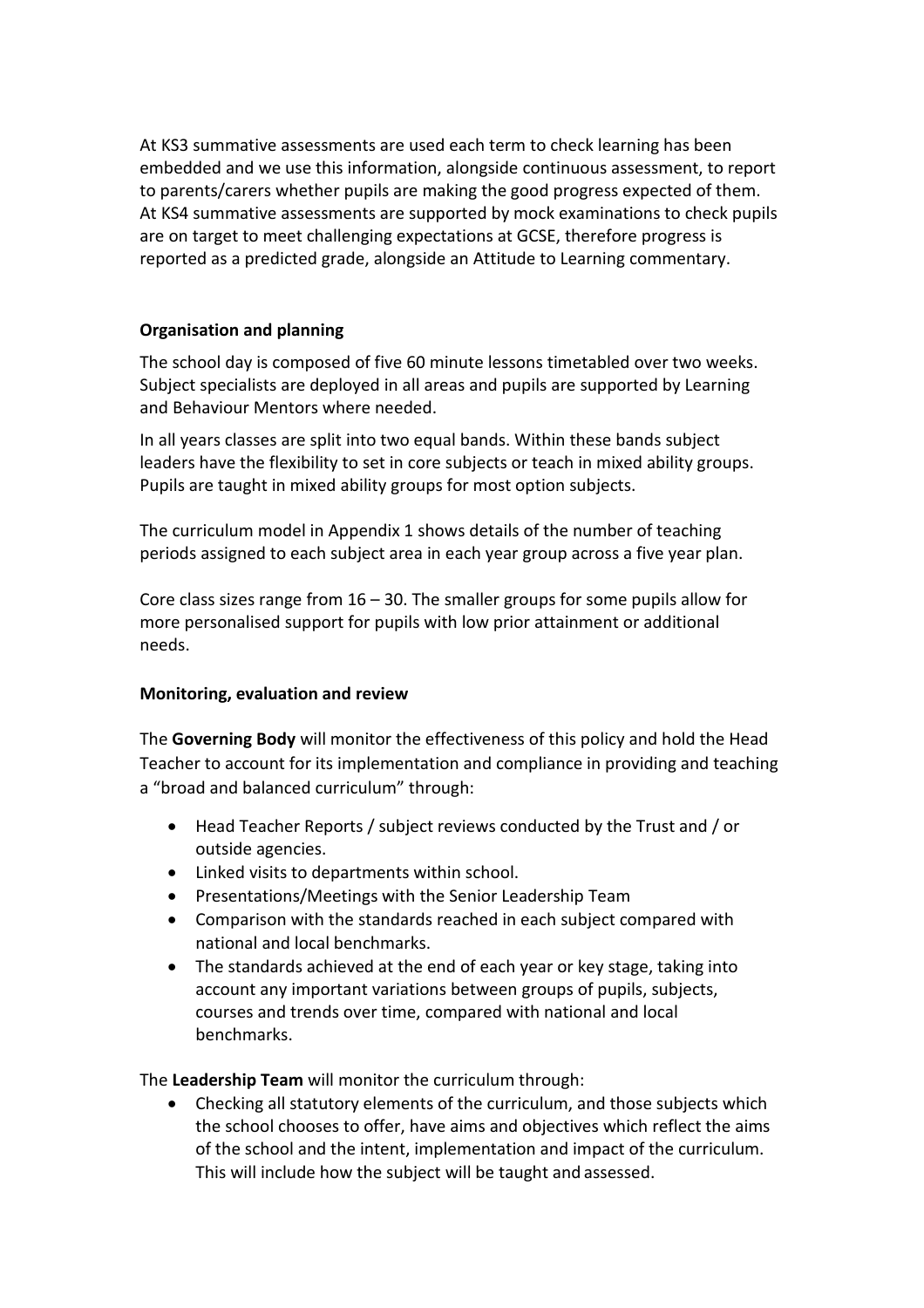At KS3 summative assessments are used each term to check learning has been embedded and we use this information, alongside continuous assessment, to report to parents/carers whether pupils are making the good progress expected of them. At KS4 summative assessments are supported by mock examinations to check pupils are on target to meet challenging expectations at GCSE, therefore progress is reported as a predicted grade, alongside an Attitude to Learning commentary.

**Organisation and planning**

The school day is composed of five 60 minute lessons timetabled over two weeks. Subject specialists are deployed in all areas and pupils are supported by Learning and Behaviour Mentors where needed.

In all years classes are split into two equal bands. Within these bands subject leaders have the flexibility to set in core subjects or teach in mixed ability groups. Pupils are taught in mixed ability groups for most option subjects.

The curriculum model in Appendix 1 shows details of the number of teaching periods assigned to each subject area in each year group across a five year plan.

Core class sizes range from 16 – 30. The smaller groups for some pupils allow for more personalised support for pupils with low prior attainment or additional needs.

**Monitoring, evaluation and review**

The **Governing Body** will monitor the effectiveness of this policy and hold the Head Teacher to account for its implementation and compliance in providing and teaching a "broad and balanced curriculum" through:

- Head Teacher Reports / subject reviews conducted by the Trust and / or outside agencies.
- Linked visits to departments within school.
- Presentations/Meetings with the Senior Leadership Team
- Comparison with the standards reached in each subject compared with national and local benchmarks.
- The standards achieved at the end of each year or key stage, taking into account any important variations between groups of pupils, subjects, courses and trends over time, compared with national and local benchmarks.

The **Leadership Team** will monitor the curriculum through:

- Checking all statutory elements of the curriculum, and those subjects which the school chooses to offer, have aims and objectives which reflect the aims of the school and the intent, implementation and impact of the curriculum. This will include how the subject will be taught and assessed.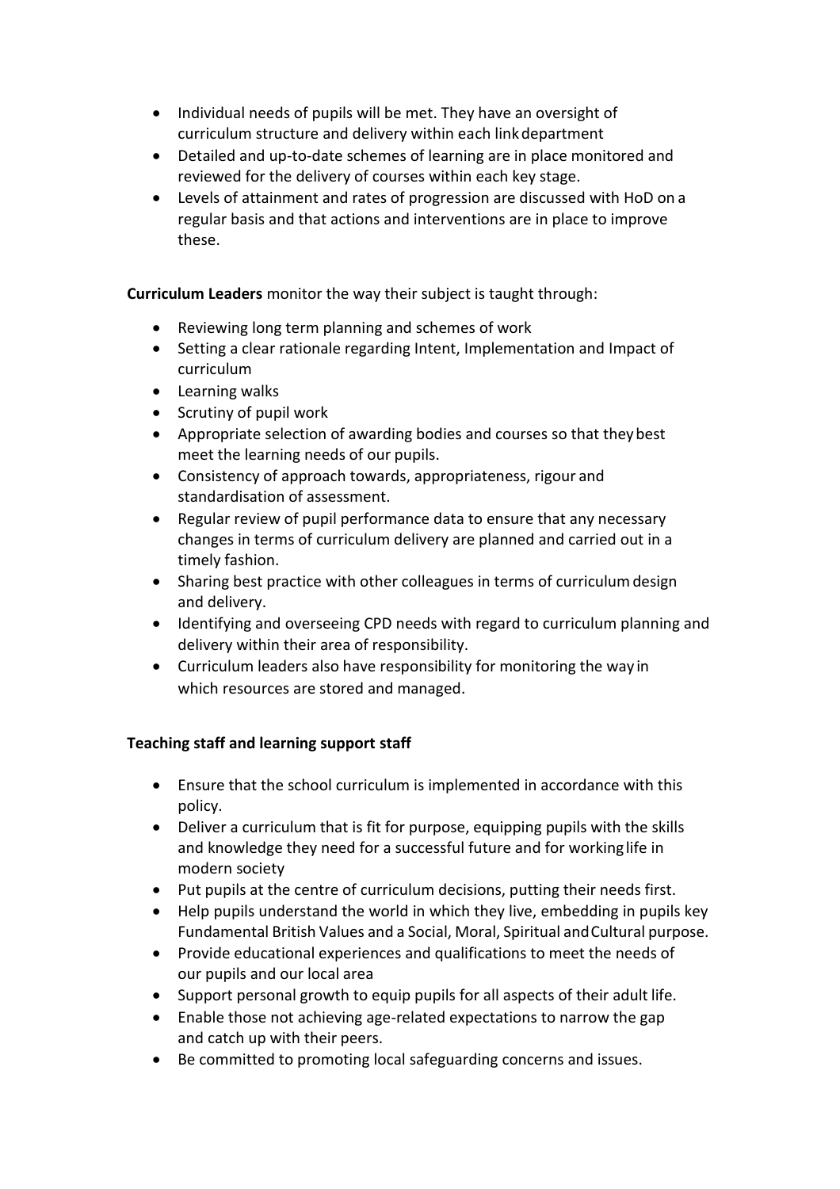- Individual needs of pupils will be met. They have an oversight of curriculum structure and delivery within each link department
- Detailed and up-to-date schemes of learning are in place monitored and reviewed for the delivery of courses within each key stage.
- Levels of attainment and rates of progression are discussed with HoD on a regular basis and that actions and interventions are in place to improve these.

**Curriculum Leaders** monitor the way their subject is taught through:

- Reviewing long term planning and schemes of work
- Setting a clear rationale regarding Intent, Implementation and Impact of curriculum
- Learning walks
- Scrutiny of pupil work
- Appropriate selection of awarding bodies and courses so that they best meet the learning needs of our pupils.
- Consistency of approach towards, appropriateness, rigour and standardisation of assessment.
- Regular review of pupil performance data to ensure that any necessary changes in terms of curriculum delivery are planned and carried out in a timely fashion.
- Sharing best practice with other colleagues in terms of curriculum design and delivery.
- Identifying and overseeing CPD needs with regard to curriculum planning and delivery within their area of responsibility.
- Curriculum leaders also have responsibility for monitoring the way in which resources are stored and managed.

**Teaching staff and learning support staff**

- Ensure that the school curriculum is implemented in accordance with this policy.
- Deliver a curriculum that is fit for purpose, equipping pupils with the skills and knowledge they need for a successful future and for working life in modern society
- Put pupils at the centre of curriculum decisions, putting their needs first.
- Help pupils understand the world in which they live, embedding in pupils key Fundamental British Values and a Social, Moral, Spiritual and Cultural purpose.
- Provide educational experiences and qualifications to meet the needs of our pupils and our local area
- Support personal growth to equip pupils for all aspects of their adult life.
- Enable those not achieving age-related expectations to narrow the gap and catch up with their peers.
- Be committed to promoting local safeguarding concerns and issues.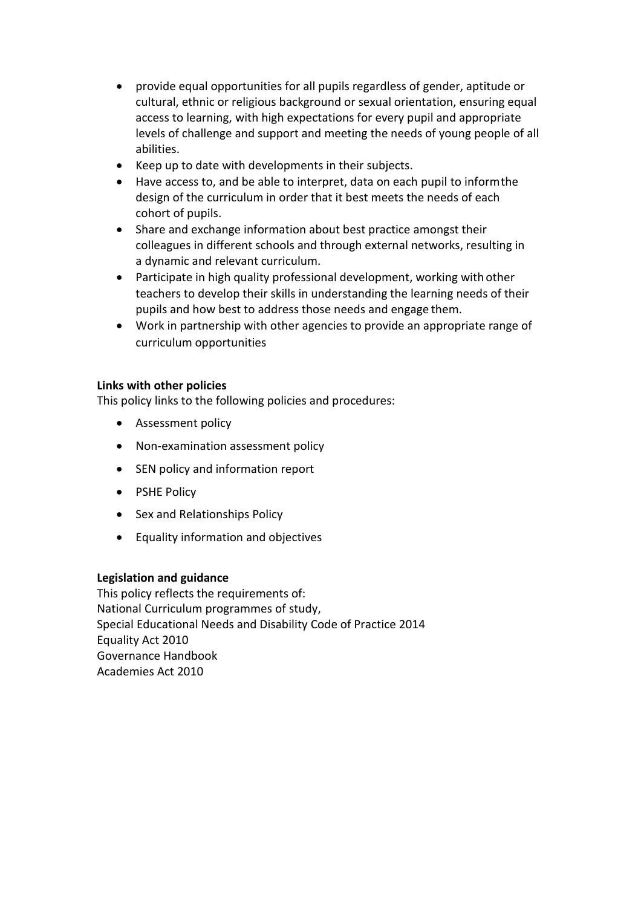- provide equal opportunities for all pupils regardless of gender, aptitude or cultural, ethnic or religious background or sexual orientation, ensuring equal access to learning, with high expectations for every pupil and appropriate levels of challenge and support and meeting the needs of young people of all abilities.
- Keep up to date with developments in their subjects.
- Have access to, and be able to interpret, data on each pupil to inform the design of the curriculum in order that it best meets the needs of each cohort of pupils.
- Share and exchange information about best practice amongst their colleagues in different schools and through external networks, resulting in a dynamic and relevant curriculum.
- Participate in high quality professional development, working with other teachers to develop their skills in understanding the learning needs of their pupils and how best to address those needs and engage them.
- Work in partnership with other agencies to provide an appropriate range of curriculum opportunities

**Links with other policies**

This policy links to the following policies and procedures:

- Assessment policy
- Non-examination assessment policy
- SEN policy and information report
- PSHE Policy
- Sex and Relationships Policy
- Equality information and objectives

**Legislation and guidance**

This policy reflects the requirements of:
National Curriculum programmes of study,
Special Educational Needs and Disability Code of Practice 2014
Equality Act 2010
Governance Handbook
Academies Act 2010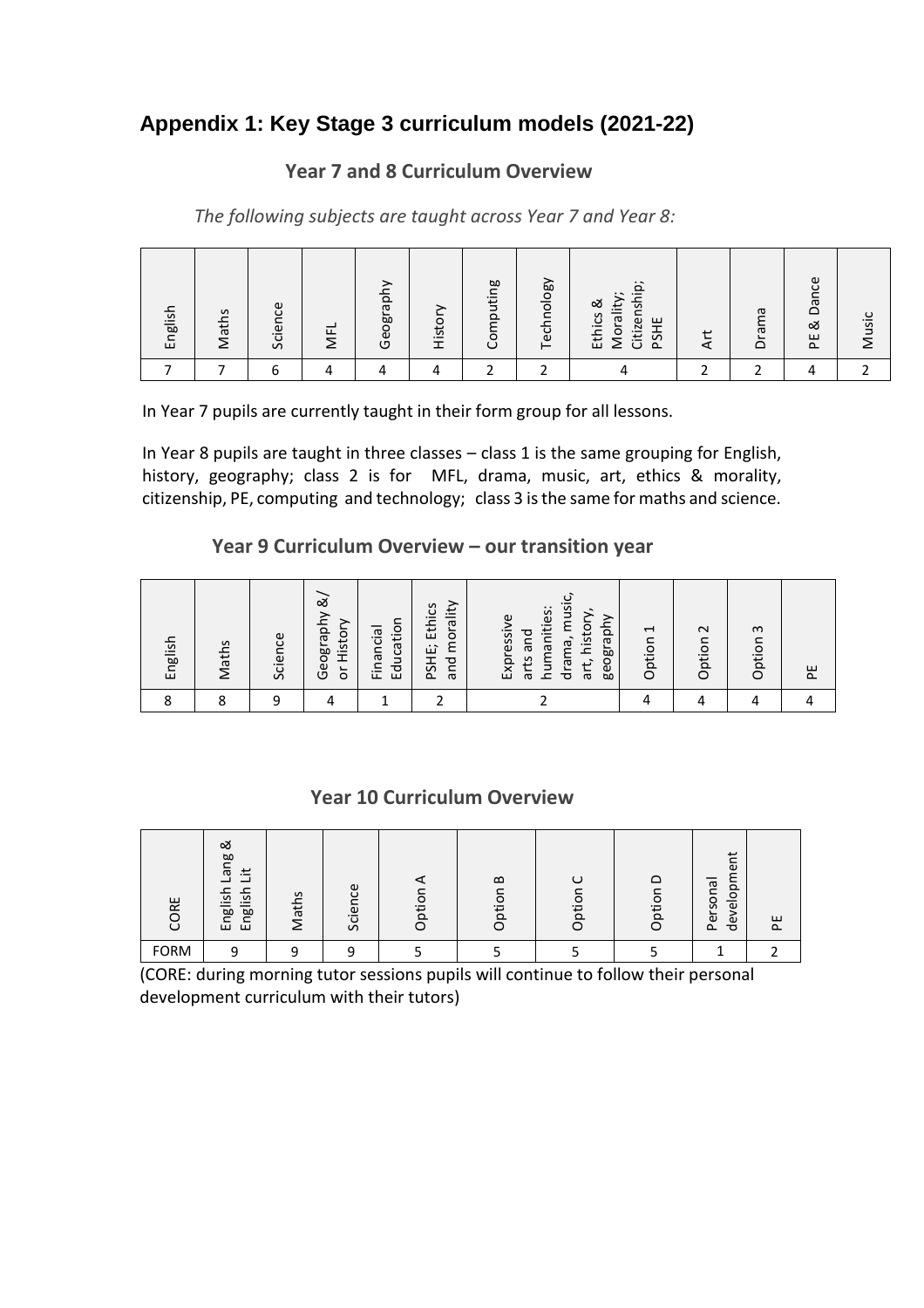## Appendix 1: Key Stage 3 curriculum models (2021-22)

### Year 7 and 8 Curriculum Overview

*The following subjects are taught across Year 7 and Year 8:*

| English | Maths | Science | MFL | Geography | History | Computing | Technology | Ethics & Morality; Citizenship; PSHE | Art | Drama | PE & Dance | Music |
|---|---|---|---|---|---|---|---|---|---|---|---|---|
| 7 | 7 | 6 | 4 | 4 | 4 | 2 | 2 | 4 | 2 | 2 | 4 | 2 |

In Year 7 pupils are currently taught in their form group for all lessons.

In Year 8 pupils are taught in three classes – class 1 is the same grouping for English, history, geography; class 2 is for MFL, drama, music, art, ethics & morality, citizenship, PE, computing and technology; class 3 is the same for maths and science.

### Year 9 Curriculum Overview – our transition year

| English | Maths | Science | Geography &/ or History | Financial Education | PSHE; Ethics and morality | Expressive arts and humanities: drama, music, art, history, geography | Option 1 | Option 2 | Option 3 | PE |
|---|---|---|---|---|---|---|---|---|---|---|
| 8 | 8 | 9 | 4 | 1 | 2 | 2 | 4 | 4 | 4 | 4 |

### Year 10 Curriculum Overview

| CORE | English Lang & English Lit | Maths | Science | Option A | Option B | Option C | Option D | Personal development | PE |
|---|---|---|---|---|---|---|---|---|---|
| FORM | 9 | 9 | 9 | 5 | 5 | 5 | 5 | 1 | 2 |

(CORE: during morning tutor sessions pupils will continue to follow their personal development curriculum with their tutors)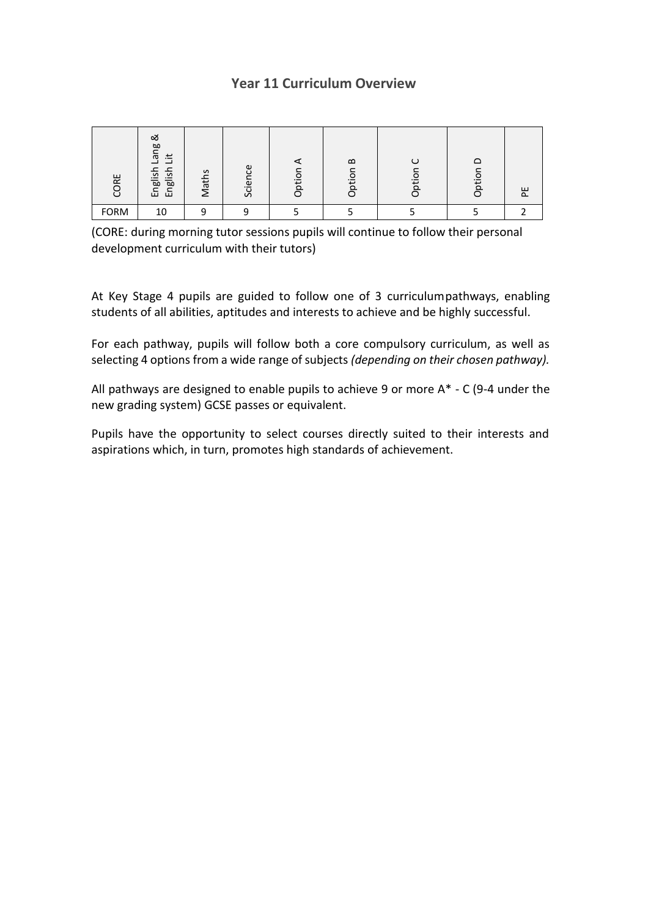## Year 11 Curriculum Overview

| CORE | English Lang & English Lit | Maths | Science | Option A | Option B | Option C | Option D | PE |
|---|---|---|---|---|---|---|---|---|
| FORM | 10 | 9 | 9 | 5 | 5 | 5 | 5 | 2 |

(CORE: during morning tutor sessions pupils will continue to follow their personal development curriculum with their tutors)

At Key Stage 4 pupils are guided to follow one of 3 curriculumpathways, enabling students of all abilities, aptitudes and interests to achieve and be highly successful.

For each pathway, pupils will follow both a core compulsory curriculum, as well as selecting 4 options from a wide range of subjects *(depending on their chosen pathway).*

All pathways are designed to enable pupils to achieve 9 or more A* - C (9-4 under the new grading system) GCSE passes or equivalent.

Pupils have the opportunity to select courses directly suited to their interests and aspirations which, in turn, promotes high standards of achievement.